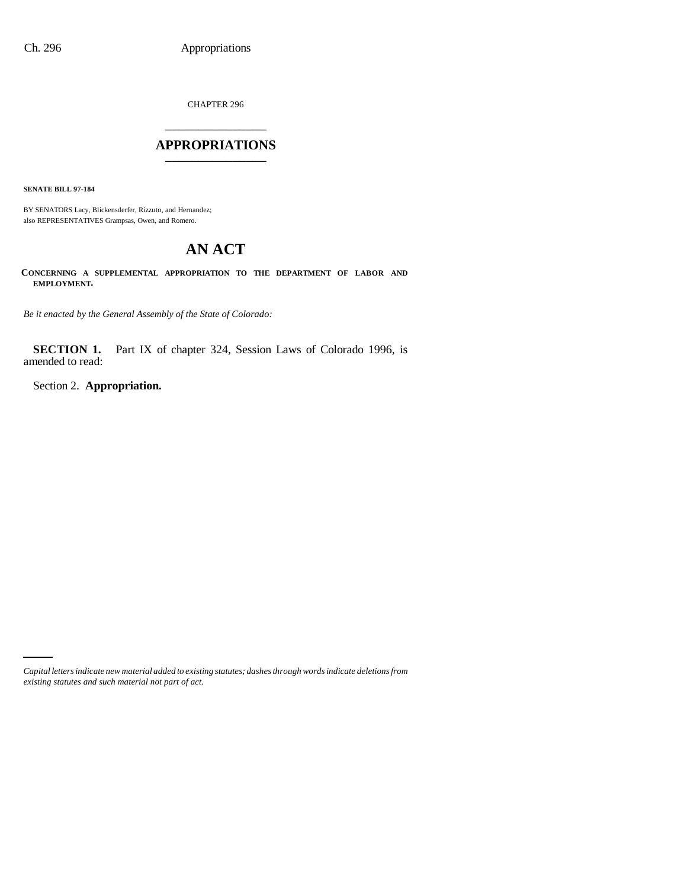CHAPTER 296

# APPROPRIATIONS

**SENATE BILL 97-184**

BY SENATORS Lacy, Blickensderfer, Rizzuto, and Hernandez;
also REPRESENTATIVES Grampsas, Owen, and Romero.

# AN ACT

**CONCERNING A SUPPLEMENTAL APPROPRIATION TO THE DEPARTMENT OF LABOR AND EMPLOYMENT.**

*Be it enacted by the General Assembly of the State of Colorado:*

**SECTION 1.** Part IX of chapter 324, Session Laws of Colorado 1996, is amended to read:

Section 2. **Appropriation.**

*Capital letters indicate new material added to existing statutes; dashes through words indicate deletions from existing statutes and such material not part of act.*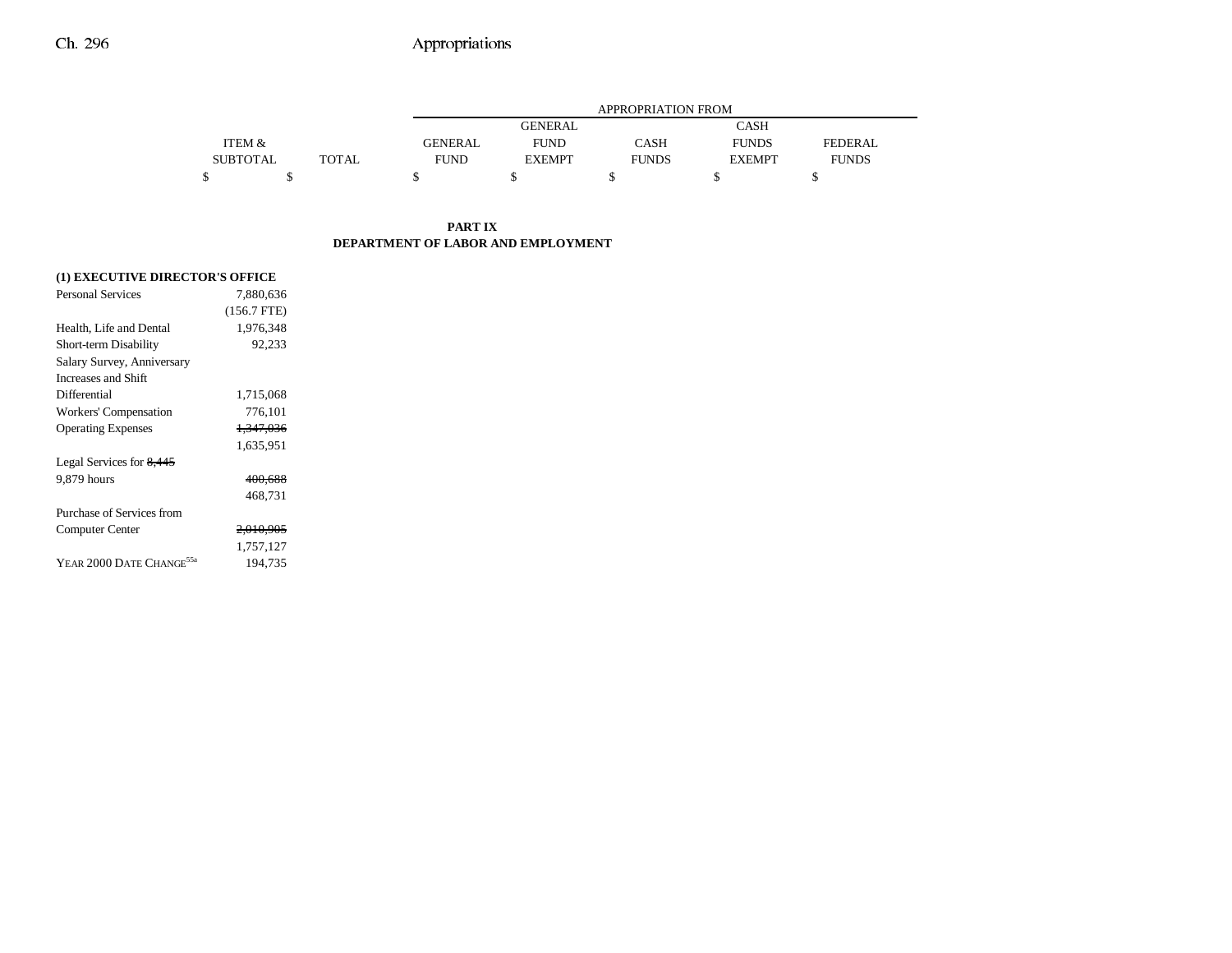| | ITEM & SUBTOTAL | TOTAL | APPROPRIATION FROM GENERAL FUND | GENERAL FUND EXEMPT | CASH FUNDS | CASH FUNDS EXEMPT | FEDERAL FUNDS |
|---|---|---|---|---|---|---|---|
| | $ | $ | $ | $ | $ | $ | $ |

**PART IX**
**DEPARTMENT OF LABOR AND EMPLOYMENT**

| | ITEM & SUBTOTAL | TOTAL | GENERAL FUND | GENERAL FUND EXEMPT | CASH FUNDS | CASH FUNDS EXEMPT | FEDERAL FUNDS |
|---|---|---|---|---|---|---|---|
| **(1) EXECUTIVE DIRECTOR'S OFFICE** | | | | | | | |
| Personal Services | 7,880,636 | | | | | | |
| | (156.7 FTE) | | | | | | |
| Health, Life and Dental | 1,976,348 | | | | | | |
| Short-term Disability | 92,233 | | | | | | |
| Salary Survey, Anniversary Increases and Shift Differential | 1,715,068 | | | | | | |
| Workers' Compensation | 776,101 | | | | | | |
| Operating Expenses | ~~1,347,036~~ | | | | | | |
| | 1,635,951 | | | | | | |
| Legal Services for ~~8,445~~ 9,879 hours | ~~400,688~~ | | | | | | |
| | 468,731 | | | | | | |
| Purchase of Services from Computer Center | ~~2,010,905~~ | | | | | | |
| | 1,757,127 | | | | | | |
| YEAR 2000 DATE CHANGE[55a] | 194,735 | | | | | | |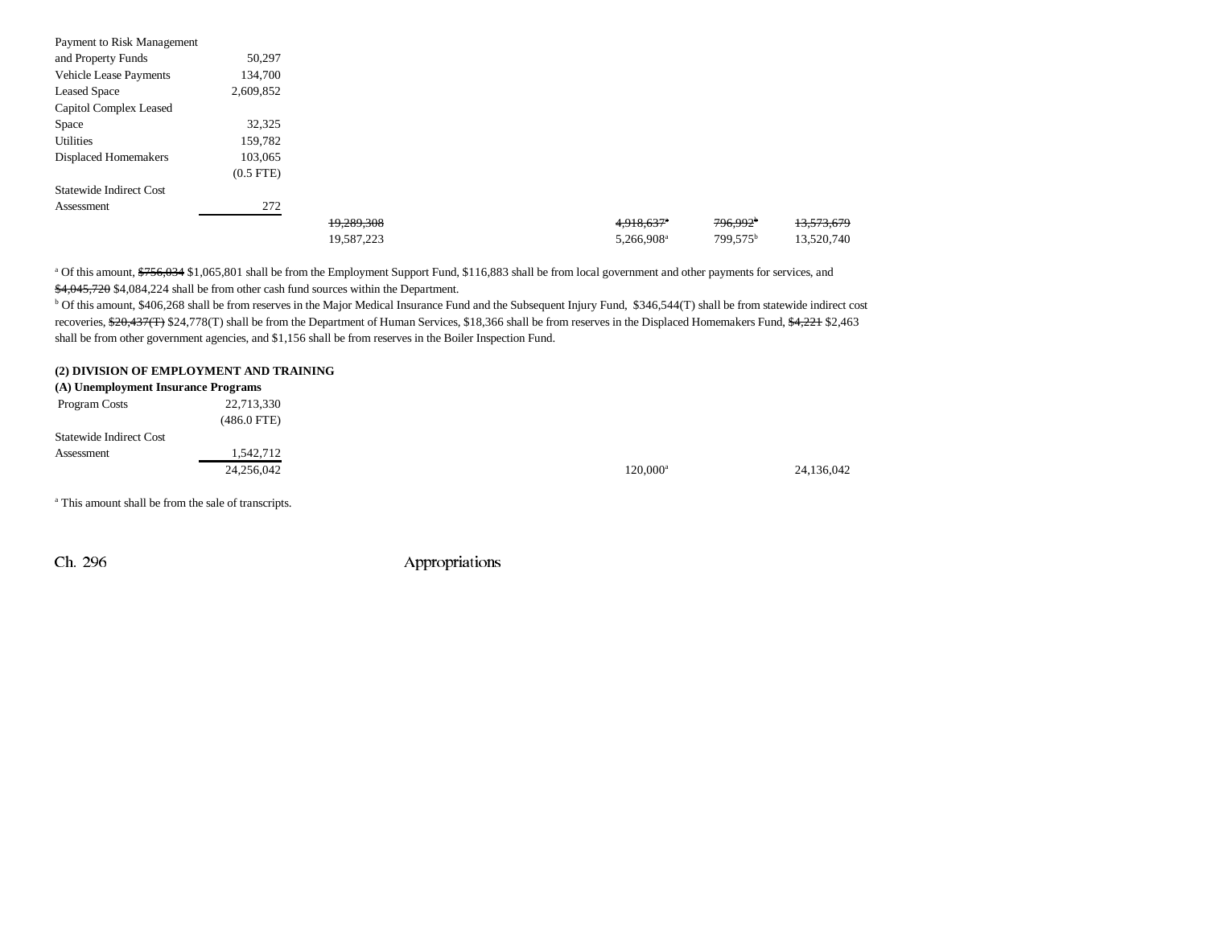| | | | | | | |
|---|---|---|---|---|---|---|
| Payment to Risk Management and Property Funds | 50,297 | | | | | |
| Vehicle Lease Payments | 134,700 | | | | | |
| Leased Space | 2,609,852 | | | | | |
| Capitol Complex Leased Space | 32,325 | | | | | |
| Utilities | 159,782 | | | | | |
| Displaced Homemakers | 103,065 | | | | | |
| | (0.5 FTE) | | | | | |
| Statewide Indirect Cost Assessment | 272 | | | | | |
| | | ~~19,289,308~~ | | ~~4,918,637~~[a] | ~~796,992~~[b] | ~~13,573,679~~ |
| | | 19,587,223 | | 5,266,908[a] | 799,575[b] | 13,520,740 |

[a] Of this amount, ~~$756,034~~ $1,065,801 shall be from the Employment Support Fund, $116,883 shall be from local government and other payments for services, and ~~$4,045,720~~ $4,084,224 shall be from other cash fund sources within the Department.

[b] Of this amount, $406,268 shall be from reserves in the Major Medical Insurance Fund and the Subsequent Injury Fund, $346,544(T) shall be from statewide indirect cost recoveries, ~~$20,437(T)~~ $24,778(T) shall be from the Department of Human Services, $18,366 shall be from reserves in the Displaced Homemakers Fund, ~~$4,221~~ $2,463 shall be from other government agencies, and $1,156 shall be from reserves in the Boiler Inspection Fund.

**(2) DIVISION OF EMPLOYMENT AND TRAINING**

**(A) Unemployment Insurance Programs**

| | | | | | | |
|---|---|---|---|---|---|---|
| Program Costs | 22,713,330 | | | | | |
| | (486.0 FTE) | | | | | |
| Statewide Indirect Cost Assessment | 1,542,712 | | | | | |
| | 24,256,042 | | | 120,000[a] | | 24,136,042 |

[a] This amount shall be from the sale of transcripts.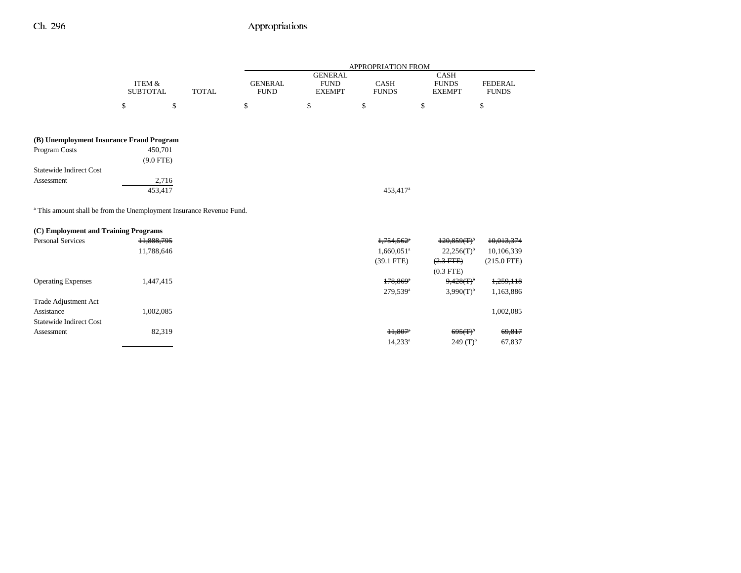| | ITEM & SUBTOTAL | TOTAL | APPROPRIATION FROM GENERAL FUND | GENERAL FUND EXEMPT | CASH FUNDS | CASH FUNDS EXEMPT | FEDERAL FUNDS |
|---|---|---|---|---|---|---|---|
| | $ | $ | $ | $ | $ | $ | $ |
| **(B) Unemployment Insurance Fraud Program** | | | | | | | |
| Program Costs | 450,701 | | | | | | |
| | (9.0 FTE) | | | | | | |
| Statewide Indirect Cost Assessment | 2,716 | | | | | | |
| | 453,417 | | | | 453,417[a] | | |

[a] This amount shall be from the Unemployment Insurance Revenue Fund.

| | ITEM & SUBTOTAL | TOTAL | GENERAL FUND | GENERAL FUND EXEMPT | CASH FUNDS | CASH FUNDS EXEMPT | FEDERAL FUNDS |
|---|---|---|---|---|---|---|---|
| **(C) Employment and Training Programs** | | | | | | | |
| Personal Services | ~~11,888,795~~ | | | | ~~1,754,562[a]~~ | ~~120,859(T)[b]~~ | ~~10,013,374~~ |
| | 11,788,646 | | | | 1,660,051[a] | 22,256(T)[b] | 10,106,339 |
| | | | | | (39.1 FTE) | ~~(2.3 FTE)~~ | (215.0 FTE) |
| | | | | | | (0.3 FTE) | |
| Operating Expenses | 1,447,415 | | | | ~~178,869[a]~~ | ~~9,428(T)[b]~~ | ~~1,259,118~~ |
| | | | | | 279,539[a] | 3,990(T)[b] | 1,163,886 |
| Trade Adjustment Act Assistance | 1,002,085 | | | | | | 1,002,085 |
| Statewide Indirect Cost Assessment | 82,319 | | | | ~~11,807[a]~~ | ~~695(T)[b]~~ | ~~69,817~~ |
| | | | | | 14,233[a] | 249 (T)[b] | 67,837 |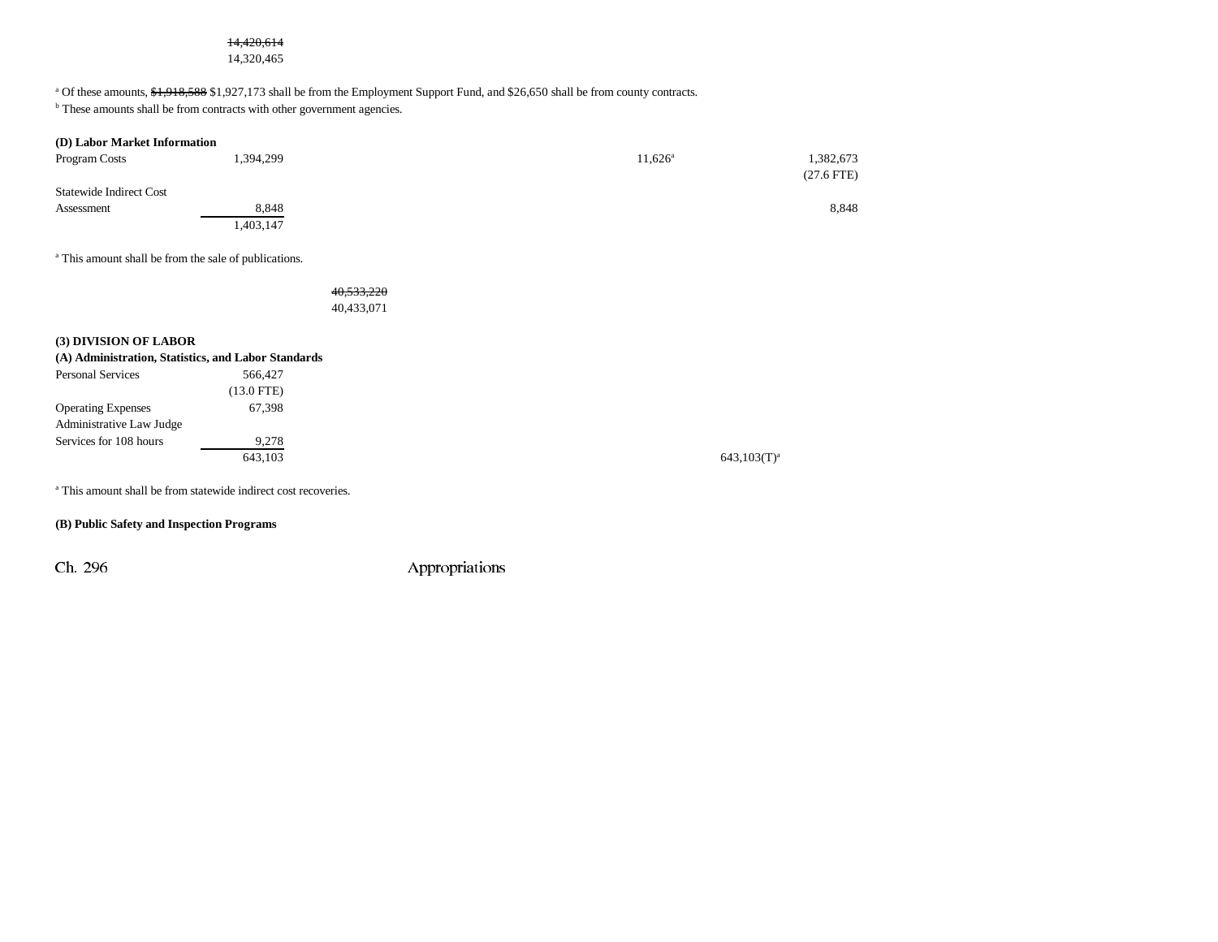| | | | | | | |
|---|---|---|---|---|---|---|
| | ~~14,420,614~~ 14,320,465 | | | | | |

[a] Of these amounts, ~~$1,918,588~~ $1,927,173 shall be from the Employment Support Fund, and $26,650 shall be from county contracts.
[b] These amounts shall be from contracts with other government agencies.

**(D) Labor Market Information**

| | | | | | | |
|---|---|---|---|---|---|---|
| Program Costs | 1,394,299 | | | 11,626[a] | | 1,382,673 (27.6 FTE) |
| Statewide Indirect Cost Assessment | 8,848 | | | | | 8,848 |
| | 1,403,147 | | | | | |

[a] This amount shall be from the sale of publications.

| | | | | | | |
|---|---|---|---|---|---|---|
| | | ~~40,533,220~~ 40,433,071 | | | | |

**(3) DIVISION OF LABOR**

**(A) Administration, Statistics, and Labor Standards**

| | | | | | | |
|---|---|---|---|---|---|---|
| Personal Services | 566,427 (13.0 FTE) | | | | | |
| Operating Expenses | 67,398 | | | | | |
| Administrative Law Judge Services for 108 hours | 9,278 | | | | | |
| | 643,103 | | | | 643,103(T)[a] | |

[a] This amount shall be from statewide indirect cost recoveries.

**(B) Public Safety and Inspection Programs**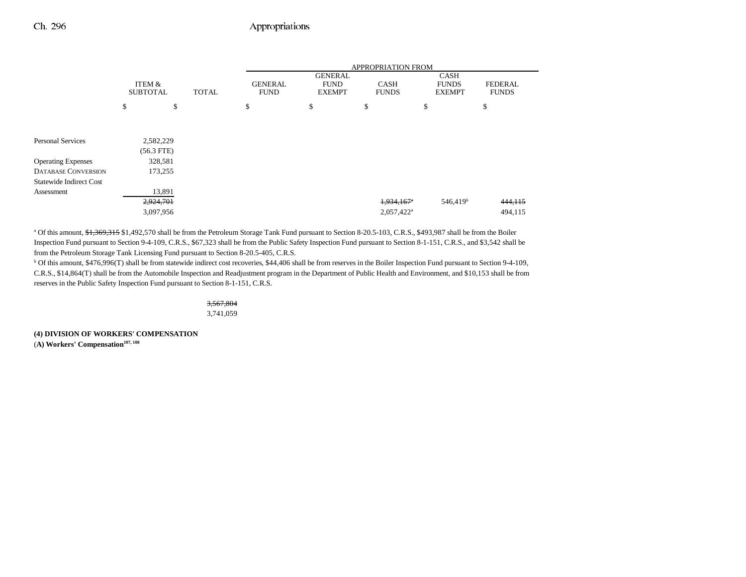| | ITEM & SUBTOTAL | TOTAL | GENERAL FUND | GENERAL FUND EXEMPT | CASH FUNDS | CASH FUNDS EXEMPT | FEDERAL FUNDS |
|---|---|---|---|---|---|---|---|
| | | | APPROPRIATION FROM | | | | |
| | $ | $ | $ | $ | $ | $ | $ |
| Personal Services | 2,582,229 | | | | | | |
| | (56.3 FTE) | | | | | | |
| Operating Expenses | 328,581 | | | | | | |
| DATABASE CONVERSION | 173,255 | | | | | | |
| Statewide Indirect Cost Assessment | 13,891 | | | | | | |
| | ~~2,924,701~~ | | | | ~~1,934,167~~[a] | 546,419[b] | ~~444,115~~ |
| | 3,097,956 | | | | 2,057,422[a] | | 494,115 |

[a] Of this amount, ~~$1,369,315~~ $1,492,570 shall be from the Petroleum Storage Tank Fund pursuant to Section 8-20.5-103, C.R.S., $493,987 shall be from the Boiler Inspection Fund pursuant to Section 9-4-109, C.R.S., $67,323 shall be from the Public Safety Inspection Fund pursuant to Section 8-1-151, C.R.S., and $3,542 shall be from the Petroleum Storage Tank Licensing Fund pursuant to Section 8-20.5-405, C.R.S.

[b] Of this amount, $476,996(T) shall be from statewide indirect cost recoveries, $44,406 shall be from reserves in the Boiler Inspection Fund pursuant to Section 9-4-109, C.R.S., $14,864(T) shall be from the Automobile Inspection and Readjustment program in the Department of Public Health and Environment, and $10,153 shall be from reserves in the Public Safety Inspection Fund pursuant to Section 8-1-151, C.R.S.

| | TOTAL |
|---|---|
| | ~~3,567,804~~ |
| | 3,741,059 |

**(4) DIVISION OF WORKERS' COMPENSATION**

**(A) Workers' Compensation[107, 108]**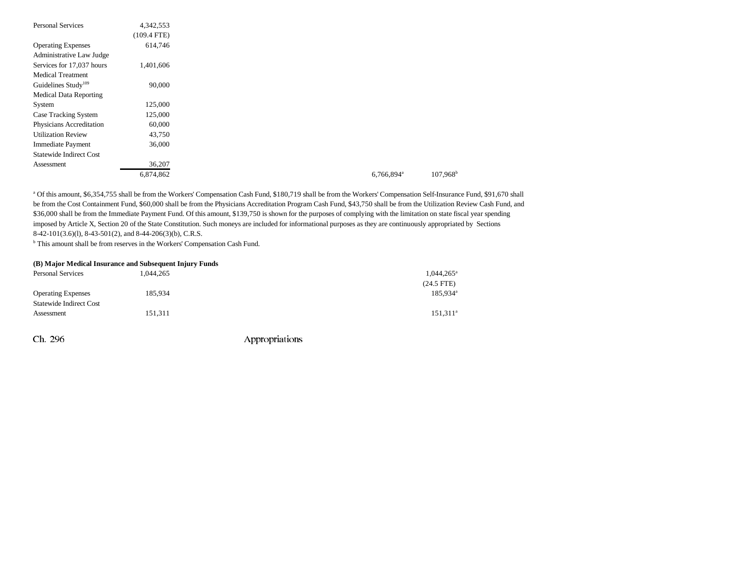| | | | | |
|---|---|---|---|---|
| Personal Services | 4,342,553 | | | |
| | (109.4 FTE) | | | |
| Operating Expenses | 614,746 | | | |
| Administrative Law Judge Services for 17,037 hours | 1,401,606 | | | |
| Medical Treatment Guidelines Study[109] | 90,000 | | | |
| Medical Data Reporting System | 125,000 | | | |
| Case Tracking System | 125,000 | | | |
| Physicians Accreditation | 60,000 | | | |
| Utilization Review | 43,750 | | | |
| Immediate Payment | 36,000 | | | |
| Statewide Indirect Cost Assessment | 36,207 | | | |
| | 6,874,862 | | 6,766,894[a] | 107,968[b] |

[a] Of this amount, $6,354,755 shall be from the Workers' Compensation Cash Fund, $180,719 shall be from the Workers' Compensation Self-Insurance Fund, $91,670 shall be from the Cost Containment Fund, $60,000 shall be from the Physicians Accreditation Program Cash Fund, $43,750 shall be from the Utilization Review Cash Fund, and $36,000 shall be from the Immediate Payment Fund. Of this amount, $139,750 is shown for the purposes of complying with the limitation on state fiscal year spending imposed by Article X, Section 20 of the State Constitution. Such moneys are included for informational purposes as they are continuously appropriated by Sections 8-42-101(3.6)(l), 8-43-501(2), and 8-44-206(3)(b), C.R.S.

[b] This amount shall be from reserves in the Workers' Compensation Cash Fund.

**(B) Major Medical Insurance and Subsequent Injury Funds**

| | | | |
|---|---|---|---|
| Personal Services | 1,044,265 | | 1,044,265[a] |
| | | | (24.5 FTE) |
| Operating Expenses | 185,934 | | 185,934[a] |
| Statewide Indirect Cost Assessment | 151,311 | | 151,311[a] |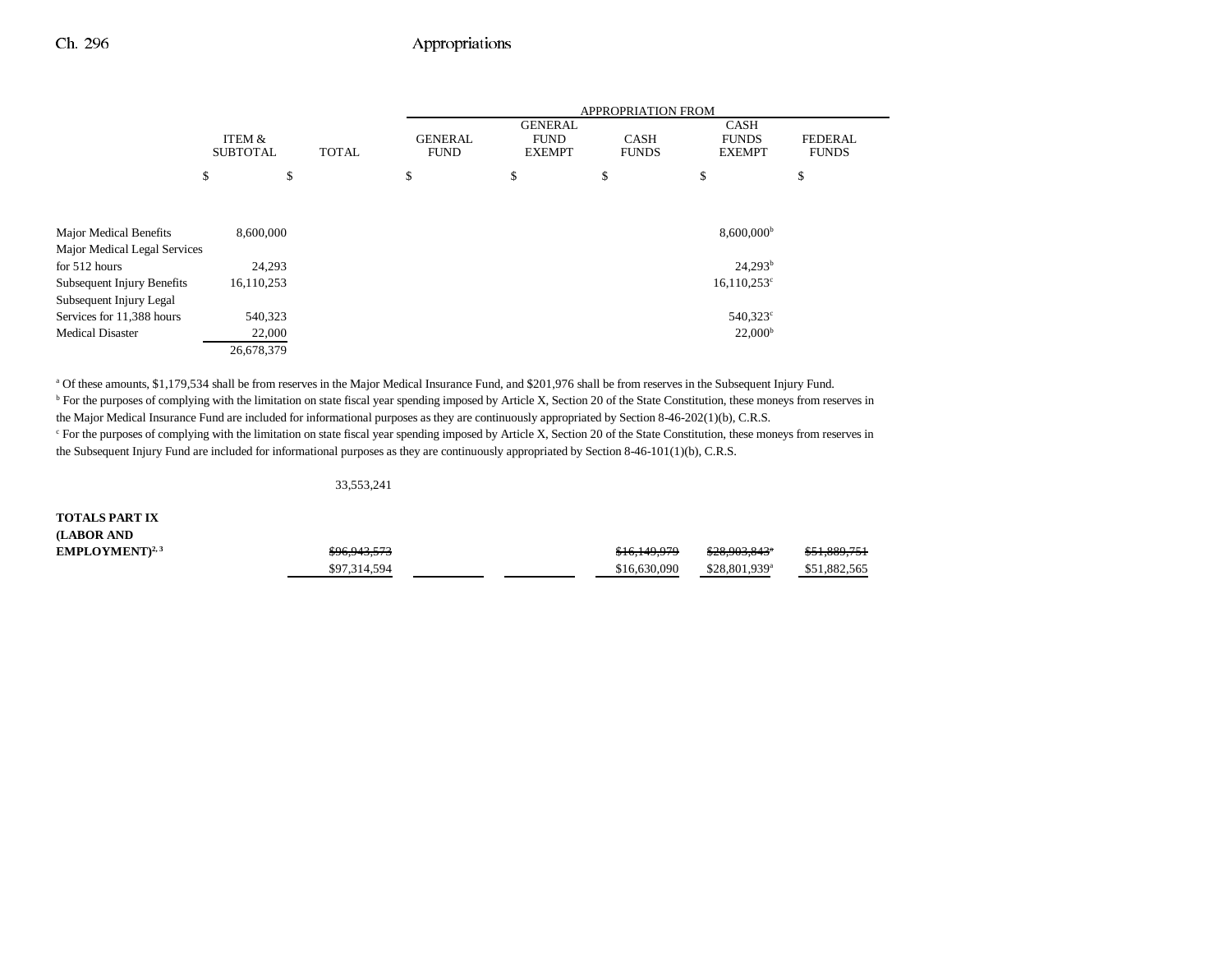| | ITEM & SUBTOTAL | TOTAL | APPROPRIATION FROM GENERAL FUND | GENERAL FUND EXEMPT | CASH FUNDS | CASH FUNDS EXEMPT | FEDERAL FUNDS |
|---|---|---|---|---|---|---|---|
| | $ | $ | $ | $ | $ | $ | $ |
| Major Medical Benefits | 8,600,000 | | | | | 8,600,000[b] | |
| Major Medical Legal Services for 512 hours | 24,293 | | | | | 24,293[b] | |
| Subsequent Injury Benefits | 16,110,253 | | | | | 16,110,253[c] | |
| Subsequent Injury Legal Services for 11,388 hours | 540,323 | | | | | 540,323[c] | |
| Medical Disaster | 22,000 | | | | | 22,000[b] | |
| | 26,678,379 | | | | | | |

[a] Of these amounts, $1,179,534 shall be from reserves in the Major Medical Insurance Fund, and $201,976 shall be from reserves in the Subsequent Injury Fund.

[b] For the purposes of complying with the limitation on state fiscal year spending imposed by Article X, Section 20 of the State Constitution, these moneys from reserves in the Major Medical Insurance Fund are included for informational purposes as they are continuously appropriated by Section 8-46-202(1)(b), C.R.S.

[c] For the purposes of complying with the limitation on state fiscal year spending imposed by Article X, Section 20 of the State Constitution, these moneys from reserves in the Subsequent Injury Fund are included for informational purposes as they are continuously appropriated by Section 8-46-101(1)(b), C.R.S.

| | ITEM & SUBTOTAL | TOTAL | GENERAL FUND | GENERAL FUND EXEMPT | CASH FUNDS | CASH FUNDS EXEMPT | FEDERAL FUNDS |
|---|---|---|---|---|---|---|---|
| | | 33,553,241 | | | | | |
| **TOTALS PART IX (LABOR AND EMPLOYMENT)**[2, 3] | | ~~$96,943,573~~ | | | ~~$16,149,979~~ | ~~$28,903,843~~[a] | ~~$51,889,751~~ |
| | | $97,314,594 | | | $16,630,090 | $28,801,939[a] | $51,882,565 |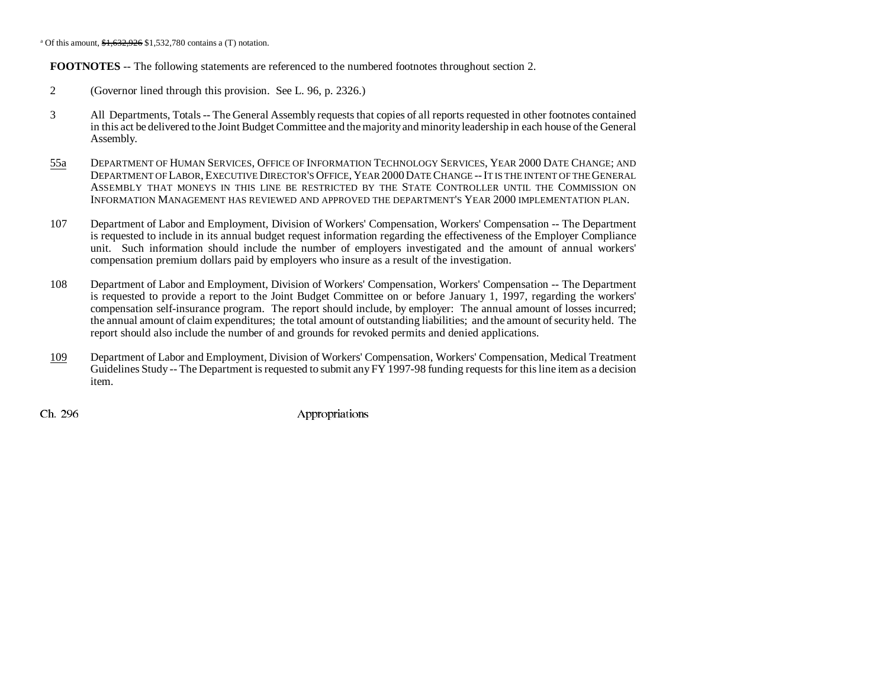[a] Of this amount, ~~$1,632,926~~ $1,532,780 contains a (T) notation.

**FOOTNOTES** -- The following statements are referenced to the numbered footnotes throughout section 2.

2 (Governor lined through this provision. See L. 96, p. 2326.)

3 All Departments, Totals -- The General Assembly requests that copies of all reports requested in other footnotes contained in this act be delivered to the Joint Budget Committee and the majority and minority leadership in each house of the General Assembly.

<u>55a</u> DEPARTMENT OF HUMAN SERVICES, OFFICE OF INFORMATION TECHNOLOGY SERVICES, YEAR 2000 DATE CHANGE; AND DEPARTMENT OF LABOR, EXECUTIVE DIRECTOR'S OFFICE, YEAR 2000 DATE CHANGE -- IT IS THE INTENT OF THE GENERAL ASSEMBLY THAT MONEYS IN THIS LINE BE RESTRICTED BY THE STATE CONTROLLER UNTIL THE COMMISSION ON INFORMATION MANAGEMENT HAS REVIEWED AND APPROVED THE DEPARTMENT'S YEAR 2000 IMPLEMENTATION PLAN.

107 Department of Labor and Employment, Division of Workers' Compensation, Workers' Compensation -- The Department is requested to include in its annual budget request information regarding the effectiveness of the Employer Compliance unit. Such information should include the number of employers investigated and the amount of annual workers' compensation premium dollars paid by employers who insure as a result of the investigation.

108 Department of Labor and Employment, Division of Workers' Compensation, Workers' Compensation -- The Department is requested to provide a report to the Joint Budget Committee on or before January 1, 1997, regarding the workers' compensation self-insurance program. The report should include, by employer: The annual amount of losses incurred; the annual amount of claim expenditures; the total amount of outstanding liabilities; and the amount of security held. The report should also include the number of and grounds for revoked permits and denied applications.

<u>109</u> Department of Labor and Employment, Division of Workers' Compensation, Workers' Compensation, Medical Treatment Guidelines Study -- The Department is requested to submit any FY 1997-98 funding requests for this line item as a decision item.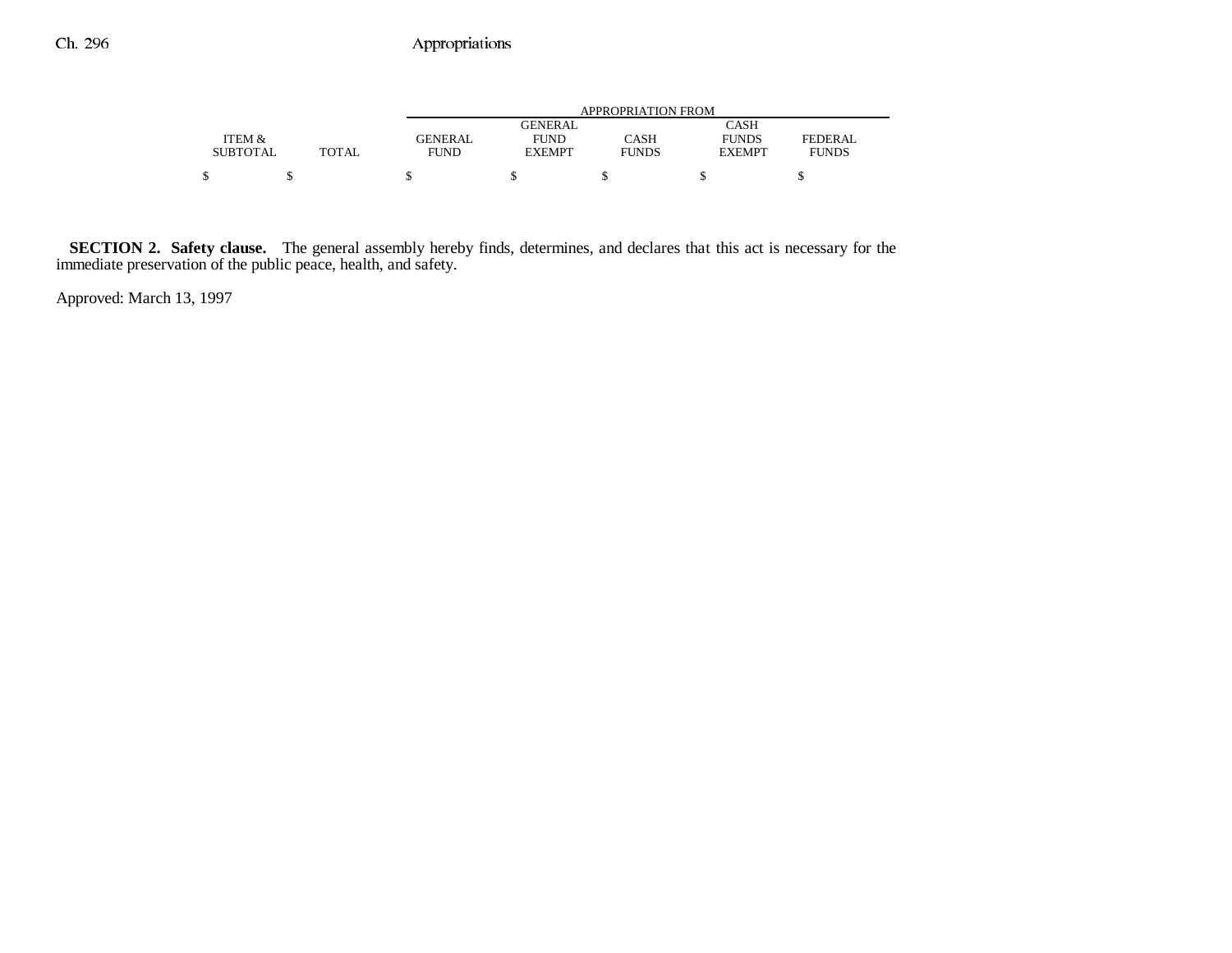| ITEM & SUBTOTAL | TOTAL | APPROPRIATION FROM GENERAL FUND | GENERAL FUND EXEMPT | CASH FUNDS | CASH FUNDS EXEMPT | FEDERAL FUNDS |
|---|---|---|---|---|---|---|
| $ | $ | $ | $ | $ | $ | $ |

**SECTION 2. Safety clause.** The general assembly hereby finds, determines, and declares that this act is necessary for the immediate preservation of the public peace, health, and safety.

Approved: March 13, 1997